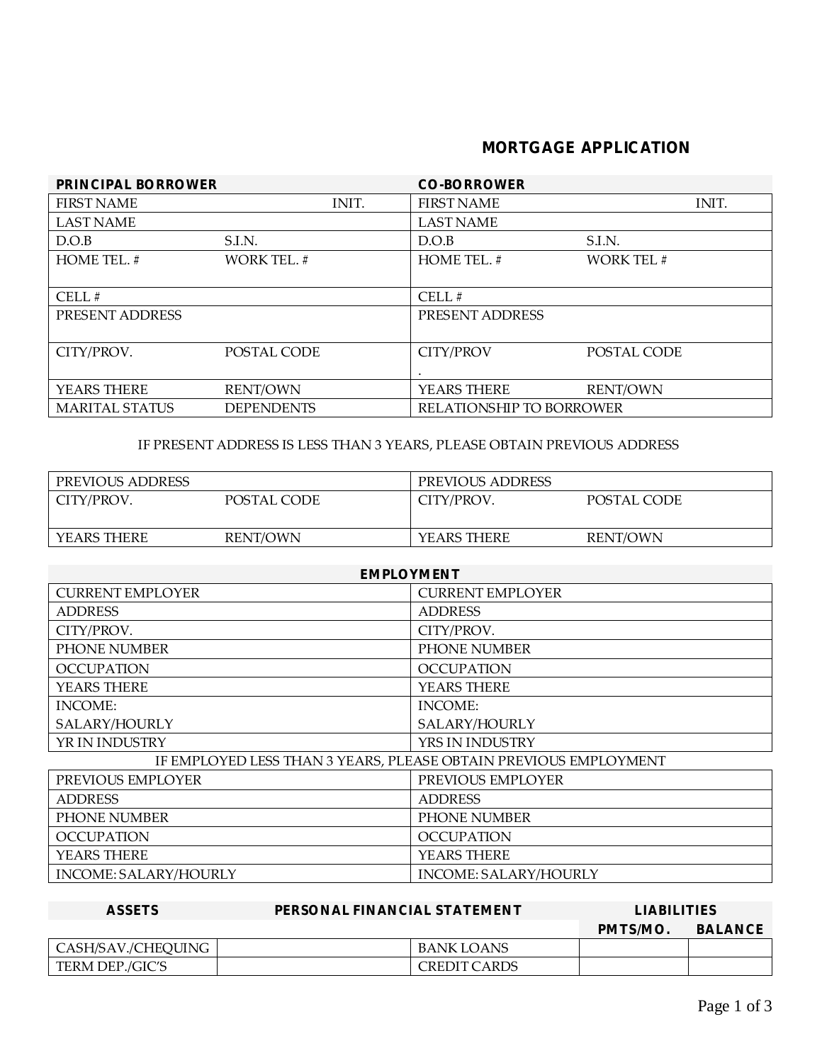# MORTGAGE APPLICATION

| PRINCIPAL BORROWER | | CO-BORROWER | |
|---|---|---|---|
| FIRST NAME | INIT. | FIRST NAME | INIT. |
| LAST NAME | | LAST NAME | |
| D.O.B | S.I.N. | D.O.B | S.I.N. |
| HOME TEL. # | WORK TEL. # | HOME TEL. # | WORK TEL # |
| CELL # | | CELL # | |
| PRESENT ADDRESS | | PRESENT ADDRESS | |
| CITY/PROV. | POSTAL CODE | CITY/PROV | POSTAL CODE |
| YEARS THERE | RENT/OWN | YEARS THERE | RENT/OWN |
| MARITAL STATUS | DEPENDENTS | RELATIONSHIP TO BORROWER | |

IF PRESENT ADDRESS IS LESS THAN 3 YEARS, PLEASE OBTAIN PREVIOUS ADDRESS

| PREVIOUS ADDRESS | | PREVIOUS ADDRESS | |
|---|---|---|---|
| CITY/PROV. | POSTAL CODE | CITY/PROV. | POSTAL CODE |
| YEARS THERE | RENT/OWN | YEARS THERE | RENT/OWN |

| EMPLOYMENT | |
|---|---|
| CURRENT EMPLOYER | CURRENT EMPLOYER |
| ADDRESS | ADDRESS |
| CITY/PROV. | CITY/PROV. |
| PHONE NUMBER | PHONE NUMBER |
| OCCUPATION | OCCUPATION |
| YEARS THERE | YEARS THERE |
| INCOME: SALARY/HOURLY | INCOME: SALARY/HOURLY |
| YR IN INDUSTRY | YRS IN INDUSTRY |

IF EMPLOYED LESS THAN 3 YEARS, PLEASE OBTAIN PREVIOUS EMPLOYMENT

| PREVIOUS EMPLOYER | PREVIOUS EMPLOYER |
|---|---|
| ADDRESS | ADDRESS |
| PHONE NUMBER | PHONE NUMBER |
| OCCUPATION | OCCUPATION |
| YEARS THERE | YEARS THERE |
| INCOME: SALARY/HOURLY | INCOME: SALARY/HOURLY |

| ASSETS | PERSONAL FINANCIAL STATEMENT | | LIABILITIES | |
|---|---|---|---|---|
| | | | PMTS/MO. | BALANCE |
| CASH/SAV./CHEQUING | | BANK LOANS | | |
| TERM DEP./GIC'S | | CREDIT CARDS | | |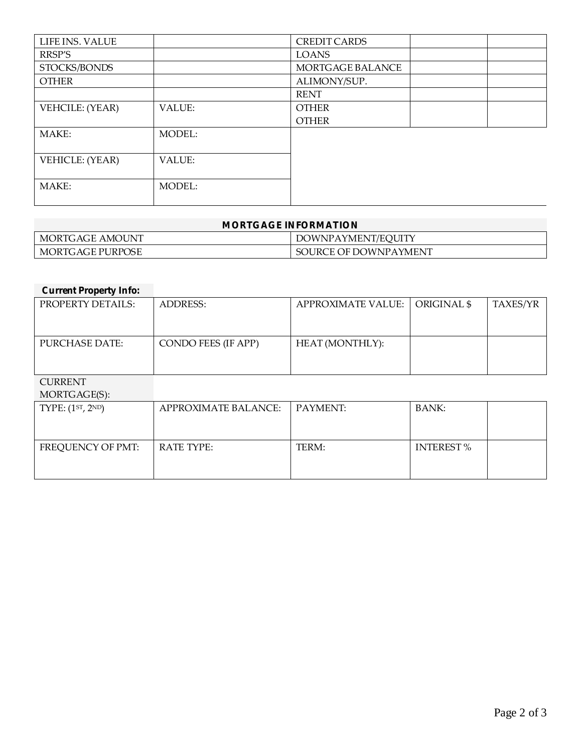| LIFE INS. VALUE | | CREDIT CARDS | | |
|---|---|---|---|---|
| RRSP'S | | LOANS | | |
| STOCKS/BONDS | | MORTGAGE BALANCE | | |
| OTHER | | ALIMONY/SUP. | | |
| | | RENT | | |
| VEHCILE: (YEAR) | VALUE: | OTHER<br>OTHER | | |
| MAKE: | MODEL: | | | |
| VEHICLE: (YEAR) | VALUE: | | | |
| MAKE: | MODEL: | | | |

| MORTGAGE INFORMATION | |
|---|---|
| MORTGAGE AMOUNT | DOWNPAYMENT/EQUITY |
| MORTGAGE PURPOSE | SOURCE OF DOWNPAYMENT |

**Current Property Info:**

| PROPERTY DETAILS: | ADDRESS: | APPROXIMATE VALUE: | ORIGINAL $ | TAXES/YR |
|---|---|---|---|---|
| PURCHASE DATE: | CONDO FEES (IF APP) | HEAT (MONTHLY): | | |

CURRENT MORTGAGE(S):

| TYPE: (1ST, 2ND) | APPROXIMATE BALANCE: | PAYMENT: | BANK: | |
|---|---|---|---|---|
| FREQUENCY OF PMT: | RATE TYPE: | TERM: | INTEREST % | |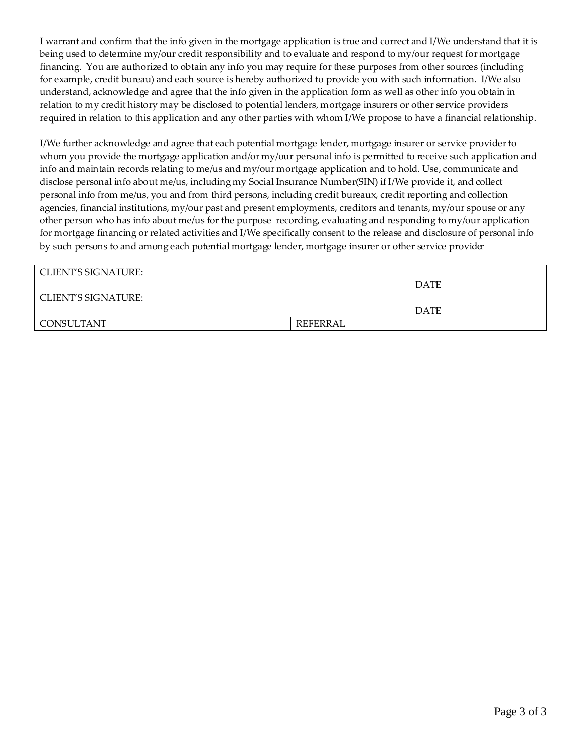I warrant and confirm that the info given in the mortgage application is true and correct and I/We understand that it is being used to determine my/our credit responsibility and to evaluate and respond to my/our request for mortgage financing. You are authorized to obtain any info you may require for these purposes from other sources (including for example, credit bureau) and each source is hereby authorized to provide you with such information. I/We also understand, acknowledge and agree that the info given in the application form as well as other info you obtain in relation to my credit history may be disclosed to potential lenders, mortgage insurers or other service providers required in relation to this application and any other parties with whom I/We propose to have a financial relationship.

I/We further acknowledge and agree that each potential mortgage lender, mortgage insurer or service provider to whom you provide the mortgage application and/or my/our personal info is permitted to receive such application and info and maintain records relating to me/us and my/our mortgage application and to hold. Use, communicate and disclose personal info about me/us, including my Social Insurance Number(SIN) if I/We provide it, and collect personal info from me/us, you and from third persons, including credit bureaux, credit reporting and collection agencies, financial institutions, my/our past and present employments, creditors and tenants, my/our spouse or any other person who has info about me/us for the purpose recording, evaluating and responding to my/our application for mortgage financing or related activities and I/We specifically consent to the release and disclosure of personal info by such persons to and among each potential mortgage lender, mortgage insurer or other service provider

| | | |
|---|---|---|
| CLIENT'S SIGNATURE: | | DATE |
| CLIENT'S SIGNATURE: | | DATE |
| CONSULTANT | REFERRAL | |